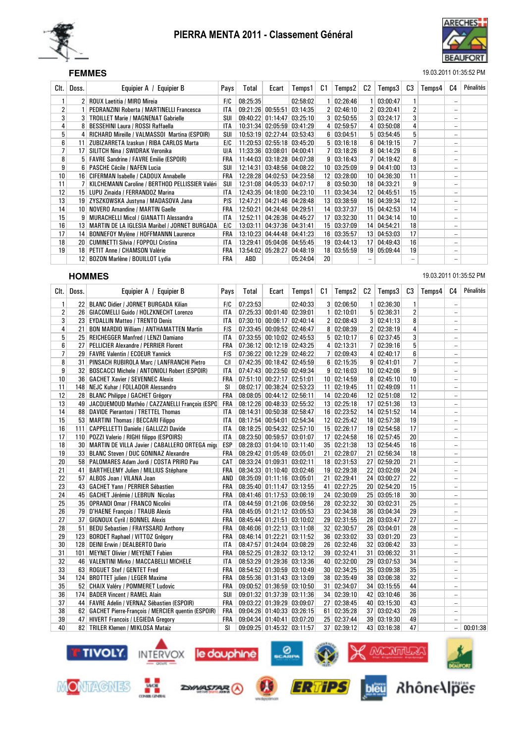# PIERRA MENTA 2011 - Classement Général

## FEMMES

19.03.2011 01:35:52 PM

| Clt. | Doss. | Equipier A / Equipier B | Pays | Total | Ecart | Temps1 | C1 | Temps2 | C2 | Temps3 | C3 | Temps4 | C4 | Pénalités |
|---|---|---|---|---|---|---|---|---|---|---|---|---|---|---|
| 1 | 2 | ROUX Laetitia / MIRO Mireia | F/C | 08:25:35 | | 02:58:02 | 1 | 02:26:46 | 1 | 03:00:47 | 1 | | -- | |
| 2 | 1 | PEDRANZINI Roberta / MARTINELLI Francesca | ITA | 09:21:26 | 00:55:51 | 03:14:35 | 2 | 02:46:10 | 2 | 03:20:41 | 2 | | -- | |
| 3 | 3 | TROILLET Marie / MAGNENAT Gabrielle | SUI | 09:40:22 | 01:14:47 | 03:25:10 | 3 | 02:50:55 | 3 | 03:24:17 | 3 | | -- | |
| 4 | 8 | BESSEHINI Laura / ROSSI Raffaella | ITA | 10:31:34 | 02:05:59 | 03:41:29 | 4 | 02:59:57 | 4 | 03:50:08 | 4 | | -- | |
| 5 | 4 | RICHARD Mireille / VALMASSOI Martina (ESPOIR) | SUI | 10:53:19 | 02:27:44 | 03:53:43 | 6 | 03:04:51 | 5 | 03:54:45 | 5 | | -- | |
| 6 | 11 | ZUBIZARRETA Izaskun / RIBA CARLOS Marta | E/C | 11:20:53 | 02:55:18 | 03:45:20 | 5 | 03:16:18 | 6 | 04:19:15 | 7 | | -- | |
| 7 | 17 | SILITCH Nina / SWIDRAK Veronika | U/A | 11:33:36 | 03:08:01 | 04:00:41 | 7 | 03:18:26 | 8 | 04:14:29 | 6 | | -- | |
| 8 | 5 | FAVRE Sandrine / FAVRE Emilie (ESPOIR) | FRA | 11:44:03 | 03:18:28 | 04:07:38 | 9 | 03:16:43 | 7 | 04:19:42 | 8 | | -- | |
| 9 | 6 | PASCHE Cécile / NAFEN Lucia | SUI | 12:14:31 | 03:48:56 | 04:08:22 | 10 | 03:25:09 | 9 | 04:41:00 | 13 | | -- | |
| 10 | 16 | CIFERMAN Isabelle / CADOUX Annabelle | FRA | 12:28:28 | 04:02:53 | 04:23:58 | 12 | 03:28:00 | 10 | 04:36:30 | 11 | | -- | |
| 11 | 7 | KILCHEMANN Caroline / BERTHOD PELLISSIER Valéri | SUI | 12:31:08 | 04:05:33 | 04:07:17 | 8 | 03:50:30 | 18 | 04:33:21 | 9 | | -- | |
| 12 | 15 | LUPU Zinaida / FERRANDOZ Marina | ITA | 12:43:35 | 04:18:00 | 04:23:10 | 11 | 03:34:34 | 12 | 04:45:51 | 15 | | -- | |
| 13 | 19 | ZYSZKOWSKA Justyna / MADASOVA Jana | P/S | 12:47:21 | 04:21:46 | 04:28:48 | 13 | 03:38:59 | 16 | 04:39:34 | 12 | | -- | |
| 14 | 10 | NOVERO Amandine / MARTIN Gaelle | FRA | 12:50:21 | 04:24:46 | 04:29:51 | 14 | 03:37:37 | 15 | 04:42:53 | 14 | | -- | |
| 15 | 9 | MURACHELLI Micol / GIANATTI Alessandra | ITA | 12:52:11 | 04:26:36 | 04:45:27 | 17 | 03:32:30 | 11 | 04:34:14 | 10 | | -- | |
| 16 | 13 | MARTIN DE LA IGLESIA Maribel / JORNET BURGADA | E/C | 13:03:11 | 04:37:36 | 04:31:41 | 15 | 03:37:09 | 14 | 04:54:21 | 18 | | -- | |
| 17 | 14 | BONNEFOY Mylène / HOFFMANNN Laurence | FRA | 13:10:23 | 04:44:48 | 04:41:23 | 16 | 03:35:57 | 13 | 04:53:03 | 17 | | -- | |
| 18 | 20 | CUMINETTI Silvia / FOPPOLI Cristina | ITA | 13:29:41 | 05:04:06 | 04:55:45 | 19 | 03:44:13 | 17 | 04:49:43 | 16 | | -- | |
| 19 | 18 | PETIT Anne / CHAMSON Valérie | FRA | 13:54:02 | 05:28:27 | 04:48:19 | 18 | 03:55:59 | 19 | 05:09:44 | 19 | | -- | |
| | 12 | BOZON Marlène / BOUILLOT Lydia | FRA | ABD | | 05:24:04 | 20 | | -- | | -- | | -- | |

## HOMMES

19.03.2011 01:35:52 PM

| Clt. | Doss. | Equipier A / Equipier B | Pays | Total | Ecart | Temps1 | C1 | Temps2 | C2 | Temps3 | C3 | Temps4 | C4 | Pénalités |
|---|---|---|---|---|---|---|---|---|---|---|---|---|---|---|
| 1 | 22 | BLANC Didier / JORNET BURGADA Kilian | F/C | 07:23:53 | | 02:40:33 | 3 | 02:06:50 | 1 | 02:36:30 | 1 | | -- | |
| 2 | 26 | GIACOMELLI Guido / HOLZKNECHT Lorenzo | ITA | 07:25:33 | 00:01:40 | 02:39:01 | 1 | 02:10:01 | 5 | 02:36:31 | 2 | | -- | |
| 3 | 23 | EYDALLIN Matteo / TRENTO Denis | ITA | 07:30:10 | 00:06:17 | 02:40:14 | 2 | 02:08:43 | 3 | 02:41:13 | 8 | | -- | |
| 4 | 21 | BON MARDIO William / ANTHAMATTEN Martin | F/S | 07:33:45 | 00:09:52 | 02:46:47 | 8 | 02:08:39 | 2 | 02:38:19 | 4 | | -- | |
| 5 | 25 | REICHEGGER Manfred / LENZI Damiano | ITA | 07:33:55 | 00:10:02 | 02:45:53 | 5 | 02:10:17 | 6 | 02:37:45 | 3 | | -- | |
| 6 | 27 | PELLICIER Alexandre / PERRIER Florent | FRA | 07:36:12 | 00:12:19 | 02:43:25 | 4 | 02:13:31 | 7 | 02:39:16 | 5 | | -- | |
| 7 | 29 | FAVRE Valentin / ECOEUR Yannick | F/S | 07:36:22 | 00:12:29 | 02:46:22 | 7 | 02:09:43 | 4 | 02:40:17 | 6 | | -- | |
| 8 | 31 | PINSACH RUBIROLA Marc / LANFRANCHI Pietro | C/I | 07:42:35 | 00:18:42 | 02:45:59 | 6 | 02:15:35 | 9 | 02:41:01 | 7 | | -- | |
| 9 | 32 | BOSCACCI Michele / ANTONIOLI Robert (ESPOIR) | ITA | 07:47:43 | 00:23:50 | 02:49:34 | 9 | 02:16:03 | 10 | 02:42:06 | 9 | | -- | |
| 10 | 36 | GACHET Xavier / SEVENNEC Alexis | FRA | 07:51:10 | 00:27:17 | 02:51:01 | 10 | 02:14:59 | 8 | 02:45:10 | 10 | | -- | |
| 11 | 148 | NEJC Kuhar / FOLLADOR Alessandro | SI | 08:02:17 | 00:38:24 | 02:53:23 | 11 | 02:19:45 | 11 | 02:49:09 | 11 | | -- | |
| 12 | 28 | BLANC Philippe / GACHET Grégory | FRA | 08:08:05 | 00:44:12 | 02:56:11 | 14 | 02:20:46 | 12 | 02:51:08 | 12 | | -- | |
| 13 | 49 | JACQUEMOUD Mathéo / CAZZANELLI François (ESPO | FRA | 08:12:26 | 00:48:33 | 02:55:32 | 13 | 02:25:18 | 17 | 02:51:36 | 13 | | -- | |
| 14 | 88 | DAVIDE Pierantoni / TRETTEL Thomas | ITA | 08:14:31 | 00:50:38 | 02:58:47 | 16 | 02:23:52 | 14 | 02:51:52 | 14 | | -- | |
| 15 | 53 | MARTINI Thomas / BECCARI Filippo | ITA | 08:17:54 | 00:54:01 | 02:54:34 | 12 | 02:25:42 | 18 | 02:57:38 | 19 | | -- | |
| 16 | 111 | CAPPELLETTI Daniele / GALLIZZI Davide | ITA | 08:18:25 | 00:54:32 | 02:57:10 | 15 | 02:26:17 | 19 | 02:54:58 | 17 | | -- | |
| 17 | 110 | POZZI Valerio / RIGHI filippo (ESPOIRS) | ITA | 08:23:50 | 00:59:57 | 03:01:07 | 17 | 02:24:58 | 16 | 02:57:45 | 20 | | -- | |
| 18 | 30 | MARTIN DE VILLA Javier / CABALLERO ORTEGA migu | ESP | 08:28:03 | 01:04:10 | 03:11:40 | 35 | 02:21:38 | 13 | 02:54:45 | 16 | | -- | |
| 19 | 33 | BLANC Steven / DUC GONINAZ Alexandre | FRA | 08:29:42 | 01:05:49 | 03:05:01 | 21 | 02:28:07 | 21 | 02:56:34 | 18 | | -- | |
| 20 | 58 | PALOMARES Adam Jordi / COSTA PRIRO Pau | CAT | 08:33:24 | 01:09:31 | 03:02:11 | 18 | 02:31:53 | 27 | 02:59:20 | 21 | | -- | |
| 21 | 41 | BARTHELEMY Julien / MILLIUS Stéphane | FRA | 08:34:33 | 01:10:40 | 03:02:46 | 19 | 02:29:38 | 22 | 03:02:09 | 24 | | -- | |
| 22 | 57 | ALBOS Joan / VILANA Joan | AND | 08:35:09 | 01:11:16 | 03:05:01 | 21 | 02:29:41 | 24 | 03:00:27 | 22 | | -- | |
| 23 | 43 | GACHET Yann / PERRIER Sébastien | FRA | 08:35:40 | 01:11:47 | 03:13:55 | 41 | 02:27:25 | 20 | 02:54:20 | 15 | | -- | |
| 24 | 45 | GACHET Jérémie / LEBRUN Nicolas | FRA | 08:41:46 | 01:17:53 | 03:06:19 | 24 | 02:30:09 | 25 | 03:05:18 | 30 | | -- | |
| 25 | 35 | OPRANDI Omar / FRANCO Nicolini | ITA | 08:44:59 | 01:21:06 | 03:09:56 | 28 | 02:32:32 | 30 | 03:02:31 | 25 | | -- | |
| 26 | 79 | D'HAENE François / TRAUB Alexis | FRA | 08:45:05 | 01:21:12 | 03:05:53 | 23 | 02:34:38 | 36 | 03:04:34 | 29 | | -- | |
| 27 | 37 | GIGNOUX Cyril / BONNEL Alexis | FRA | 08:45:44 | 01:21:51 | 03:10:02 | 29 | 02:31:55 | 28 | 03:03:47 | 27 | | -- | |
| 28 | 51 | BEDU Sebastien / FRAYSSARD Anthony | FRA | 08:46:06 | 01:22:13 | 03:11:08 | 32 | 02:30:57 | 26 | 03:04:01 | 28 | | -- | |
| 29 | 123 | BORDET Raphael / VITTOZ Grégory | FRA | 08:46:14 | 01:22:21 | 03:11:52 | 36 | 02:33:02 | 33 | 03:01:20 | 23 | | -- | |
| 30 | 128 | DEINI Erwin / DEALBERTO Dario | ITA | 08:47:57 | 01:24:04 | 03:08:29 | 26 | 02:32:46 | 32 | 03:06:42 | 33 | | -- | |
| 31 | 101 | MEYNET Olivier / MEYENET Fabien | FRA | 08:52:25 | 01:28:32 | 03:13:12 | 39 | 02:32:41 | 31 | 03:06:32 | 31 | | -- | |
| 32 | 46 | VALENTINI Mirko / MACCABELLI MICHELE | ITA | 08:53:29 | 01:29:36 | 03:13:36 | 40 | 02:32:00 | 29 | 03:07:53 | 34 | | -- | |
| 33 | 63 | ROGUET Stef / GENTET Fred | FRA | 08:54:52 | 01:30:59 | 03:10:49 | 30 | 02:34:25 | 35 | 03:09:38 | 35 | | -- | |
| 34 | 124 | BROTTET julien / LEGER Maxime | FRA | 08:55:36 | 01:31:43 | 03:13:09 | 38 | 02:35:49 | 38 | 03:06:38 | 32 | | -- | |
| 35 | 52 | CHAIX Valéry / POMMERET Ludovic | FRA | 09:00:52 | 01:36:59 | 03:10:50 | 31 | 02:34:07 | 34 | 03:15:55 | 44 | | -- | |
| 36 | 174 | BADER Vincent / RAMEL Alain | SUI | 09:01:32 | 01:37:39 | 03:11:36 | 34 | 02:39:10 | 42 | 03:10:46 | 36 | | -- | |
| 37 | 44 | FAVRE Adelin / VERNAZ Sébastien (ESPOIR) | FRA | 09:03:22 | 01:39:29 | 03:09:07 | 27 | 02:38:45 | 40 | 03:15:30 | 43 | | -- | |
| 38 | 62 | GACHET Pierre-François / MERCIER quentin (ESPOIR) | FRA | 09:04:26 | 01:40:33 | 03:26:15 | 61 | 02:35:28 | 37 | 03:02:43 | 26 | | -- | |
| 39 | 47 | HIVERT Francois / LEGIEDA Gregory | FRA | 09:04:34 | 01:40:41 | 03:07:20 | 25 | 02:37:44 | 39 | 03:19:30 | 49 | | -- | |
| 40 | 82 | TRILER Klemen / MIKLOSA Mataiz | SI | 09:09:25 | 01:45:32 | 03:11:57 | 37 | 02:39:12 | 43 | 03:16:38 | 47 | | -- | 00:01:38 |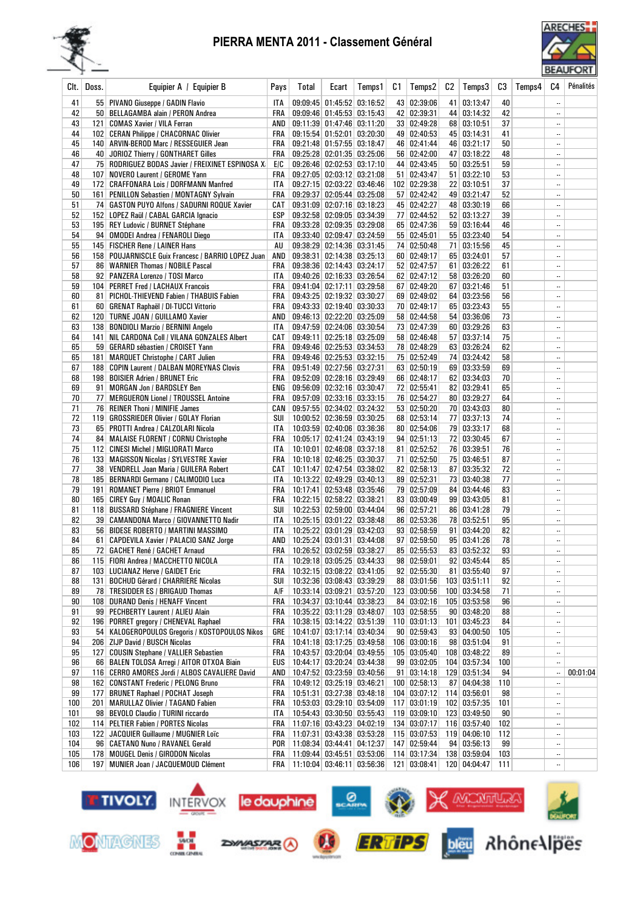# PIERRA MENTA 2011 - Classement Général

| Clt. | Doss. | Equipier A / Equipier B | Pays | Total | Ecart | Temps1 | C1 | Temps2 | C2 | Temps3 | C3 | Temps4 | C4 | Pénalités |
|---|---|---|---|---|---|---|---|---|---|---|---|---|---|---|
| 41 | 55 | PIVANO Giuseppe / GADIN Flavio | ITA | 09:09:45 | 01:45:52 | 03:16:52 | 43 | 02:39:06 | 41 | 03:13:47 | 40 | | .. | |
| 42 | 50 | BELLAGAMBA alain / PERON Andrea | FRA | 09:09:46 | 01:45:53 | 03:15:43 | 42 | 02:39:31 | 44 | 03:14:32 | 42 | | .. | |
| 43 | 121 | COMAS Xavier / VILA Ferran | AND | 09:11:39 | 01:47:46 | 03:11:20 | 33 | 02:49:28 | 68 | 03:10:51 | 37 | | .. | |
| 44 | 102 | CERAN Philippe / CHACORNAC Olivier | FRA | 09:15:54 | 01:52:01 | 03:20:30 | 49 | 02:40:53 | 45 | 03:14:31 | 41 | | .. | |
| 45 | 140 | ARVIN-BEROD Marc / RESSEGUIER Jean | FRA | 09:21:48 | 01:57:55 | 03:18:47 | 46 | 02:41:44 | 46 | 03:21:17 | 50 | | .. | |
| 46 | 40 | JORIOZ Thierry / GONTHARET Gilles | FRA | 09:25:28 | 02:01:35 | 03:25:06 | 56 | 02:42:00 | 47 | 03:18:22 | 48 | | .. | |
| 47 | 75 | RODRIGUEZ BODAS Javier / FREIXINET ESPINOSA X | E/C | 09:26:46 | 02:02:53 | 03:17:10 | 44 | 02:43:45 | 50 | 03:25:51 | 59 | | .. | |
| 48 | 107 | NOVERO Laurent / GEROME Yann | FRA | 09:27:05 | 02:03:12 | 03:21:08 | 51 | 02:43:47 | 51 | 03:22:10 | 53 | | .. | |
| 49 | 172 | CRAFFONARA Lois / DORFMANN Manfred | ITA | 09:27:15 | 02:03:22 | 03:46:46 | 102 | 02:29:38 | 22 | 03:10:51 | 37 | | .. | |
| 50 | 161 | PENILLON Sebastien / MONTAGNY Sylvain | FRA | 09:29:37 | 02:05:44 | 03:25:08 | 57 | 02:42:42 | 49 | 03:21:47 | 52 | | .. | |
| 51 | 74 | GASTON PUYO Alfons / SADURNI ROQUE Xavier | CAT | 09:31:09 | 02:07:16 | 03:18:23 | 45 | 02:42:27 | 48 | 03:30:19 | 66 | | .. | |
| 52 | 152 | LOPEZ Raül / CABAL GARCIA Ignacio | ESP | 09:32:58 | 02:09:05 | 03:34:39 | 77 | 02:44:52 | 52 | 03:13:27 | 39 | | .. | |
| 53 | 195 | REY Ludovic / BURNET Stéphane | FRA | 09:33:28 | 02:09:35 | 03:29:08 | 65 | 02:47:36 | 59 | 03:16:44 | 46 | | .. | |
| 54 | 94 | OMODEI Andrea / FENAROLI Diego | ITA | 09:33:40 | 02:09:47 | 03:24:59 | 55 | 02:45:01 | 55 | 03:23:40 | 54 | | .. | |
| 55 | 145 | FISCHER Rene / LAINER Hans | AU | 09:38:29 | 02:14:36 | 03:31:45 | 74 | 02:50:48 | 71 | 03:15:56 | 45 | | .. | |
| 56 | 158 | POUJARNISCLE Guix Francesc / BARRIO LOPEZ Juan | AND | 09:38:31 | 02:14:38 | 03:25:13 | 60 | 02:49:17 | 65 | 03:24:01 | 57 | | .. | |
| 57 | 86 | WARNIER Thomas / NOBILE Pascal | FRA | 09:38:36 | 02:14:43 | 03:24:17 | 52 | 02:47:57 | 61 | 03:26:22 | 61 | | .. | |
| 58 | 92 | PANZERA Lorenzo / TOSI Marco | ITA | 09:40:26 | 02:16:33 | 03:26:54 | 62 | 02:47:12 | 58 | 03:26:20 | 60 | | .. | |
| 59 | 104 | PERRET Fred / LACHAUX Francois | FRA | 09:41:04 | 02:17:11 | 03:29:58 | 67 | 02:49:20 | 67 | 03:21:46 | 51 | | .. | |
| 60 | 81 | PICHOL-THIEVEND Fabien / THABUIS Fabien | FRA | 09:43:25 | 02:19:32 | 03:30:27 | 69 | 02:49:02 | 64 | 03:23:56 | 56 | | .. | |
| 61 | 60 | GRENAT Raphaël / DI-TUCCI Vittorio | FRA | 09:43:33 | 02:19:40 | 03:30:33 | 70 | 02:49:17 | 65 | 03:23:43 | 55 | | .. | |
| 62 | 120 | TURNE JOAN / GUILLAMO Xavier | AND | 09:46:13 | 02:22:20 | 03:25:09 | 58 | 02:44:58 | 54 | 03:36:06 | 73 | | .. | |
| 63 | 138 | BONDIOLI Marzio / BERNINI Angelo | ITA | 09:47:59 | 02:24:06 | 03:30:54 | 73 | 02:47:39 | 60 | 03:29:26 | 63 | | .. | |
| 64 | 141 | NIL CARDONA Coll / VILANA GONZALES Albert | CAT | 09:49:11 | 02:25:18 | 03:25:09 | 58 | 02:46:48 | 57 | 03:37:14 | 75 | | .. | |
| 65 | 59 | GERARD sébastien / CROISET Yann | FRA | 09:49:46 | 02:25:53 | 03:34:53 | 78 | 02:48:29 | 63 | 03:26:24 | 62 | | .. | |
| 65 | 181 | MARQUET Christophe / CART Julien | FRA | 09:49:46 | 02:25:53 | 03:32:15 | 75 | 02:52:49 | 74 | 03:24:42 | 58 | | .. | |
| 67 | 188 | COPIN Laurent / DALBAN MOREYNAS Clovis | FRA | 09:51:49 | 02:27:56 | 03:27:31 | 63 | 02:50:19 | 69 | 03:33:59 | 69 | | .. | |
| 68 | 198 | BOISIER Adrien / BRUNET Eric | FRA | 09:52:09 | 02:28:16 | 03:29:49 | 66 | 02:48:17 | 62 | 03:34:03 | 70 | | .. | |
| 69 | 91 | MORGAN Jon / BARDSLEY Ben | ENG | 09:56:09 | 02:32:16 | 03:30:47 | 72 | 02:55:41 | 82 | 03:29:41 | 65 | | .. | |
| 70 | 77 | MERGUERON Lionel / TROUSSEL Antoine | FRA | 09:57:09 | 02:33:16 | 03:33:15 | 76 | 02:54:27 | 80 | 03:29:27 | 64 | | .. | |
| 71 | 76 | REINER Thoni / MINIFIE James | CAN | 09:57:55 | 02:34:02 | 03:24:32 | 53 | 02:50:20 | 70 | 03:43:03 | 80 | | .. | |
| 72 | 119 | GROSSRIEDER Olivier / GOLAY Florian | SUI | 10:00:52 | 02:36:59 | 03:30:25 | 68 | 02:53:14 | 77 | 03:37:13 | 74 | | .. | |
| 73 | 65 | PROTTI Andrea / CALZOLARI Nicola | ITA | 10:03:59 | 02:40:06 | 03:36:36 | 80 | 02:54:06 | 79 | 03:33:17 | 68 | | .. | |
| 74 | 84 | MALAISE FLORENT / CORNU Christophe | FRA | 10:05:17 | 02:41:24 | 03:43:19 | 94 | 02:51:13 | 72 | 03:30:45 | 67 | | .. | |
| 75 | 112 | CINESI Michel / MIGLIORATI Marco | ITA | 10:10:01 | 02:46:08 | 03:37:18 | 81 | 02:52:52 | 76 | 03:39:51 | 76 | | .. | |
| 76 | 133 | MAGISSON Nicolas / SYLVESTRE Xavier | FRA | 10:10:18 | 02:46:25 | 03:30:37 | 71 | 02:52:50 | 75 | 03:46:51 | 87 | | .. | |
| 77 | 38 | VENDRELL Joan Maria / GUILERA Robert | CAT | 10:11:47 | 02:47:54 | 03:38:02 | 82 | 02:58:13 | 87 | 03:35:32 | 72 | | .. | |
| 78 | 185 | BERNARDI Germano / CALIMODIO Luca | ITA | 10:13:22 | 02:49:29 | 03:40:13 | 89 | 02:52:31 | 73 | 03:40:38 | 77 | | .. | |
| 79 | 191 | ROMANET Pierre / BRIOT Emmanuel | FRA | 10:17:41 | 02:53:48 | 03:35:46 | 79 | 02:57:09 | 84 | 03:44:46 | 83 | | .. | |
| 80 | 165 | CIREY Guy / MOALIC Ronan | FRA | 10:22:15 | 02:58:22 | 03:38:21 | 83 | 03:00:49 | 99 | 03:43:05 | 81 | | .. | |
| 81 | 118 | BUSSARD Stéphane / FRAGNIERE Vincent | SUI | 10:22:53 | 02:59:00 | 03:44:04 | 96 | 02:57:21 | 86 | 03:41:28 | 79 | | .. | |
| 82 | 39 | CAMANDONA Marco / GIOVANNETTO Nadir | ITA | 10:25:15 | 03:01:22 | 03:38:48 | 86 | 02:53:36 | 78 | 03:52:51 | 95 | | .. | |
| 83 | 56 | BIDESE ROBERTO / MARTINI MASSIMO | ITA | 10:25:22 | 03:01:29 | 03:42:03 | 93 | 02:58:59 | 91 | 03:44:20 | 82 | | .. | |
| 84 | 61 | CAPDEVILA Xavier / PALACIO SANZ Jorge | AND | 10:25:24 | 03:01:31 | 03:44:08 | 97 | 02:59:50 | 95 | 03:41:26 | 78 | | .. | |
| 85 | 72 | GACHET René / GACHET Arnaud | FRA | 10:26:52 | 03:02:59 | 03:38:27 | 85 | 02:55:53 | 83 | 03:52:32 | 93 | | .. | |
| 86 | 115 | FIORI Andrea / MACCHETTO NICOLA | ITA | 10:29:18 | 03:05:25 | 03:44:33 | 98 | 02:59:01 | 92 | 03:45:44 | 85 | | .. | |
| 87 | 103 | LUCIANAZ Herve / GAIDET Eric | FRA | 10:32:15 | 03:08:22 | 03:41:05 | 92 | 02:55:30 | 81 | 03:55:40 | 97 | | .. | |
| 88 | 131 | BOCHUD Gérard / CHARRIERE Nicolas | SUI | 10:32:36 | 03:08:43 | 03:39:29 | 88 | 03:01:56 | 103 | 03:51:11 | 92 | | .. | |
| 89 | 78 | TRESIDDER ES / BRIGAUD Thomas | A/F | 10:33:14 | 03:09:21 | 03:57:20 | 123 | 03:00:56 | 100 | 03:34:58 | 71 | | .. | |
| 90 | 108 | DURAND Denis / HENAFF Vincent | FRA | 10:34:37 | 03:10:44 | 03:38:23 | 84 | 03:02:16 | 105 | 03:53:58 | 96 | | .. | |
| 91 | 99 | PECHBERTY Laurent / ALIEU Alain | FRA | 10:35:22 | 03:11:29 | 03:48:07 | 103 | 02:58:55 | 90 | 03:48:20 | 88 | | .. | |
| 92 | 196 | PORRET gregory / CHENEVAL Raphael | FRA | 10:38:15 | 03:14:22 | 03:51:39 | 110 | 03:01:13 | 101 | 03:45:23 | 84 | | .. | |
| 93 | 54 | KALOGEROPOULOS Gregoris / KOSTOPOULOS Nikos | GRE | 10:41:07 | 03:17:14 | 03:40:34 | 90 | 02:59:43 | 93 | 04:00:50 | 105 | | .. | |
| 94 | 206 | ZIJP David / BUSCH Nicolas | FRA | 10:41:18 | 03:17:25 | 03:49:58 | 106 | 03:00:16 | 98 | 03:51:04 | 91 | | .. | |
| 95 | 127 | COUSIN Stephane / VALLIER Sebastien | FRA | 10:43:57 | 03:20:04 | 03:49:55 | 105 | 03:05:40 | 108 | 03:48:22 | 89 | | .. | |
| 96 | 66 | BALEN TOLOSA Arregi / AITOR OTXOA Biain | EUS | 10:44:17 | 03:20:24 | 03:44:38 | 99 | 03:02:05 | 104 | 03:57:34 | 100 | | .. | |
| 97 | 116 | CERRO AMORES Jordi / ALBOS CAVALIERE David | AND | 10:47:52 | 03:23:59 | 03:40:56 | 91 | 03:14:18 | 129 | 03:51:34 | 94 | | .. | 00:01:04 |
| 98 | 162 | CONSTANT Frederic / PELONG Bruno | FRA | 10:49:12 | 03:25:19 | 03:46:21 | 100 | 02:58:13 | 87 | 04:04:38 | 110 | | .. | |
| 99 | 177 | BRUNET Raphael / POCHAT Joseph | FRA | 10:51:31 | 03:27:38 | 03:48:18 | 104 | 03:07:12 | 114 | 03:56:01 | 98 | | .. | |
| 100 | 201 | MARULLAZ Olivier / TAGAND Fabien | FRA | 10:53:03 | 03:29:10 | 03:54:09 | 117 | 03:01:19 | 102 | 03:57:35 | 101 | | .. | |
| 101 | 98 | BEVOLO Claudio / TURINI riccardo | ITA | 10:54:43 | 03:30:50 | 03:55:43 | 119 | 03:09:10 | 123 | 03:49:50 | 90 | | .. | |
| 102 | 114 | PELTIER Fabien / PORTES Nicolas | FRA | 11:07:16 | 03:43:23 | 04:02:19 | 134 | 03:07:17 | 116 | 03:57:40 | 102 | | .. | |
| 103 | 122 | JACQUIER Guillaume / MUGNIER Loïc | FRA | 11:07:31 | 03:43:38 | 03:53:28 | 115 | 03:07:53 | 119 | 04:06:10 | 112 | | .. | |
| 104 | 96 | CAETANO Nuno / RAVANEL Gerald | POR | 11:08:34 | 03:44:41 | 04:12:37 | 147 | 02:59:44 | 94 | 03:56:13 | 99 | | .. | |
| 105 | 178 | MOUGEL Denis / GIRODON Nicolas | FRA | 11:09:44 | 03:45:51 | 03:53:06 | 114 | 03:17:34 | 138 | 03:59:04 | 103 | | .. | |
| 106 | 197 | MUNIER Joan / JACQUEMOUD Clément | FRA | 11:10:04 | 03:46:11 | 03:56:36 | 121 | 03:08:41 | 120 | 04:04:47 | 111 | | .. | |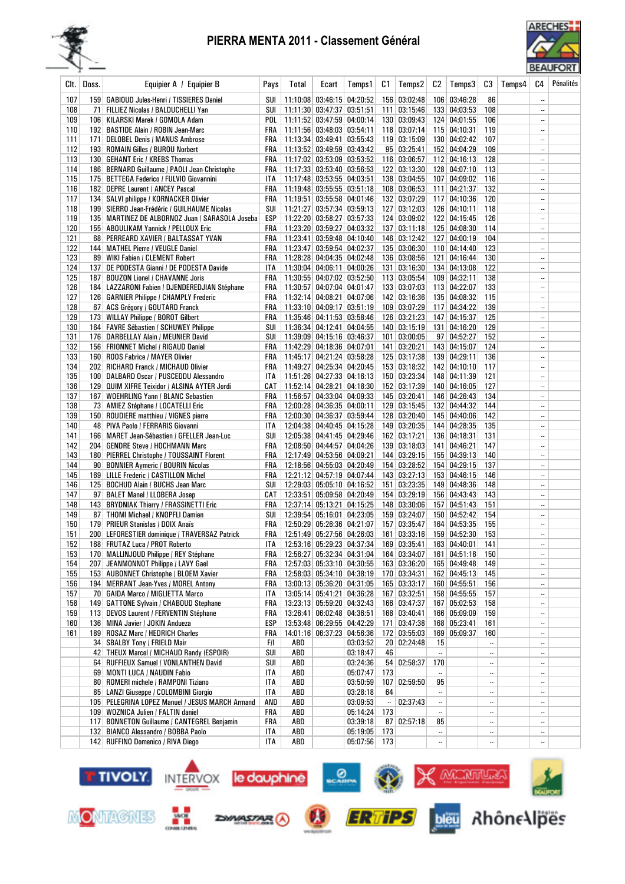# PIERRA MENTA 2011 - Classement Général

| Clt. | Doss. | Equipier A / Equipier B | Pays | Total | Ecart | Temps1 | C1 | Temps2 | C2 | Temps3 | C3 | Temps4 | C4 | Pénalités |
|---|---|---|---|---|---|---|---|---|---|---|---|---|---|---|
| 107 | 159 | GABIOUD Jules-Henri / TISSIERES Daniel | SUI | 11:10:08 | 03:46:15 | 04:20:52 | 156 | 03:02:48 | 106 | 03:46:28 | 86 | | -- | |
| 108 | 71 | FILLIEZ Nicolas / BALDUCHELLI Yan | SUI | 11:11:30 | 03:47:37 | 03:51:51 | 111 | 03:15:46 | 133 | 04:03:53 | 108 | | -- | |
| 109 | 106 | KILARSKI Marek / GOMOLA Adam | POL | 11:11:52 | 03:47:59 | 04:00:14 | 130 | 03:09:43 | 124 | 04:01:55 | 106 | | -- | |
| 110 | 192 | BASTIDE Alain / ROBIN Jean-Marc | FRA | 11:11:56 | 03:48:03 | 03:54:11 | 118 | 03:07:14 | 115 | 04:10:31 | 119 | | -- | |
| 111 | 171 | DELOBEL Denis / MANUS Ambrose | FRA | 11:13:34 | 03:49:41 | 03:55:43 | 119 | 03:15:09 | 130 | 04:02:42 | 107 | | -- | |
| 112 | 193 | ROMAIN Gilles / BUROU Norbert | FRA | 11:13:52 | 03:49:59 | 03:43:42 | 95 | 03:25:41 | 152 | 04:04:29 | 109 | | -- | |
| 113 | 130 | GEHANT Eric / KREBS Thomas | FRA | 11:17:02 | 03:53:09 | 03:53:52 | 116 | 03:06:57 | 112 | 04:16:13 | 128 | | -- | |
| 114 | 186 | BERNARD Guillaume / PAOLI Jean-Christophe | FRA | 11:17:33 | 03:53:40 | 03:56:53 | 122 | 03:13:30 | 128 | 04:07:10 | 113 | | -- | |
| 115 | 175 | BETTEGA Federico / FULVIO Giovannini | ITA | 11:17:48 | 03:53:55 | 04:03:51 | 138 | 03:04:55 | 107 | 04:09:02 | 116 | | -- | |
| 116 | 182 | DEPRE Laurent / ANCEY Pascal | FRA | 11:19:48 | 03:55:55 | 03:51:18 | 108 | 03:06:53 | 111 | 04:21:37 | 132 | | -- | |
| 117 | 134 | SALVI philippe / KORNACKER Olivier | FRA | 11:19:51 | 03:55:58 | 04:01:46 | 132 | 03:07:29 | 117 | 04:10:36 | 120 | | -- | |
| 118 | 199 | SIERRO Jean-Frédéric / GUILHAUME Nicolas | SUI | 11:21:27 | 03:57:34 | 03:59:13 | 127 | 03:12:03 | 126 | 04:10:11 | 118 | | -- | |
| 119 | 135 | MARTINEZ DE ALBORNOZ Juan / SARASOLA Joseba | ESP | 11:22:20 | 03:58:27 | 03:57:33 | 124 | 03:09:02 | 122 | 04:15:45 | 126 | | -- | |
| 120 | 155 | ABOULIKAM Yannick / PELLOUX Eric | FRA | 11:23:20 | 03:59:27 | 04:03:32 | 137 | 03:11:18 | 125 | 04:08:30 | 114 | | -- | |
| 121 | 68 | PERREARD XAVIER / BALTASSAT YVAN | FRA | 11:23:41 | 03:59:48 | 04:10:40 | 146 | 03:12:42 | 127 | 04:00:19 | 104 | | -- | |
| 122 | 144 | MATHEL Pierre / VEUGLE Daniel | FRA | 11:23:47 | 03:59:54 | 04:02:37 | 135 | 03:06:30 | 110 | 04:14:40 | 123 | | -- | |
| 123 | 89 | WIKI Fabien / CLEMENT Robert | FRA | 11:28:28 | 04:04:35 | 04:02:48 | 136 | 03:08:56 | 121 | 04:16:44 | 130 | | -- | |
| 124 | 137 | DE PODESTA Gianni / DE PODESTA Davide | ITA | 11:30:04 | 04:06:11 | 04:00:26 | 131 | 03:16:30 | 134 | 04:13:08 | 122 | | -- | |
| 125 | 187 | BOUZON Lionel / CHAVANNE Joris | FRA | 11:30:55 | 04:07:02 | 03:52:50 | 113 | 03:05:54 | 109 | 04:32:11 | 138 | | -- | |
| 126 | 184 | LAZZARONI Fabien / DJENDEREDJIAN Stéphane | FRA | 11:30:57 | 04:07:04 | 04:01:47 | 133 | 03:07:03 | 113 | 04:22:07 | 133 | | -- | |
| 127 | 126 | GARNIER Philippe / CHAMPLY Frederic | FRA | 11:32:14 | 04:08:21 | 04:07:06 | 142 | 03:16:36 | 135 | 04:08:32 | 115 | | -- | |
| 128 | 67 | ACS Grégory / GOUTARD Franck | FRA | 11:33:10 | 04:09:17 | 03:51:19 | 109 | 03:07:29 | 117 | 04:34:22 | 139 | | -- | |
| 129 | 173 | WILLAY Philippe / BOROT Gilbert | FRA | 11:35:46 | 04:11:53 | 03:58:46 | 126 | 03:21:23 | 147 | 04:15:37 | 125 | | -- | |
| 130 | 164 | FAVRE Sébastien / SCHUWEY Philippe | SUI | 11:36:34 | 04:12:41 | 04:04:55 | 140 | 03:15:19 | 131 | 04:16:20 | 129 | | -- | |
| 131 | 176 | DARBELLAY Alain / MEUNIER David | SUI | 11:39:09 | 04:15:16 | 03:46:37 | 101 | 03:00:05 | 97 | 04:52:27 | 152 | | -- | |
| 132 | 156 | FRIONNET Michel / RIGAUD Daniel | FRA | 11:42:29 | 04:18:36 | 04:07:01 | 141 | 03:20:21 | 143 | 04:15:07 | 124 | | -- | |
| 133 | 160 | ROOS Fabrice / MAYER Olivier | FRA | 11:45:17 | 04:21:24 | 03:58:28 | 125 | 03:17:38 | 139 | 04:29:11 | 136 | | -- | |
| 134 | 202 | RICHARD Franck / MICHAUD Olivier | FRA | 11:49:27 | 04:25:34 | 04:20:45 | 153 | 03:18:32 | 142 | 04:10:10 | 117 | | -- | |
| 135 | 100 | DALBARD Oscar / PUSCEDDU Alessandro | ITA | 11:51:26 | 04:27:33 | 04:16:13 | 150 | 03:23:34 | 148 | 04:11:39 | 121 | | -- | |
| 136 | 129 | QUIM XIFRE Teixidor / ALSINA AYTER Jordi | CAT | 11:52:14 | 04:28:21 | 04:18:30 | 152 | 03:17:39 | 140 | 04:16:05 | 127 | | -- | |
| 137 | 167 | WOEHRLING Yann / BLANC Sebastien | FRA | 11:56:57 | 04:33:04 | 04:09:33 | 145 | 03:20:41 | 146 | 04:26:43 | 134 | | -- | |
| 138 | 73 | AMIEZ Stéphane / LOCATELLI Eric | FRA | 12:00:28 | 04:36:35 | 04:00:11 | 129 | 03:15:45 | 132 | 04:44:32 | 144 | | -- | |
| 139 | 150 | ROUDIERE matthieu / VIGNES pierre | FRA | 12:00:30 | 04:36:37 | 03:59:44 | 128 | 03:20:40 | 145 | 04:40:06 | 142 | | -- | |
| 140 | 48 | PIVA Paolo / FERRARIS Giovanni | ITA | 12:04:38 | 04:40:45 | 04:15:28 | 149 | 03:20:35 | 144 | 04:28:35 | 135 | | -- | |
| 141 | 166 | MARET Jean-Sébastien / GFELLER Jean-Luc | SUI | 12:05:38 | 04:41:45 | 04:29:46 | 162 | 03:17:21 | 136 | 04:18:31 | 131 | | -- | |
| 142 | 204 | GENDRE Steve / HOCHMANN Marc | FRA | 12:08:50 | 04:44:57 | 04:04:26 | 139 | 03:18:03 | 141 | 04:46:21 | 147 | | -- | |
| 143 | 180 | PIERREL Christophe / TOUSSAINT Florent | FRA | 12:17:49 | 04:53:56 | 04:09:21 | 144 | 03:29:15 | 155 | 04:39:13 | 140 | | -- | |
| 144 | 90 | BONNIER Aymeric / BOURIN Nicolas | FRA | 12:18:56 | 04:55:03 | 04:20:49 | 154 | 03:28:52 | 154 | 04:29:15 | 137 | | -- | |
| 145 | 169 | LILLE Frederic / CASTILLON Michel | FRA | 12:21:12 | 04:57:19 | 04:07:44 | 143 | 03:27:13 | 153 | 04:46:15 | 146 | | -- | |
| 146 | 125 | BOCHUD Alain / BUCHS Jean Marc | SUI | 12:29:03 | 05:05:10 | 04:16:52 | 151 | 03:23:35 | 149 | 04:48:36 | 148 | | -- | |
| 147 | 97 | BALET Manel / LLOBERA Josep | CAT | 12:33:51 | 05:09:58 | 04:20:49 | 154 | 03:29:19 | 156 | 04:43:43 | 143 | | -- | |
| 148 | 143 | BRYDNIAK Thierry / FRASSINETTI Eric | FRA | 12:37:14 | 05:13:21 | 04:15:25 | 148 | 03:30:06 | 157 | 04:51:43 | 151 | | -- | |
| 149 | 87 | THOMI Michael / KNOPFLI Damien | SUI | 12:39:54 | 05:16:01 | 04:23:05 | 159 | 03:24:07 | 150 | 04:52:42 | 154 | | -- | |
| 150 | 179 | PRIEUR Stanislas / DOIX Anaïs | FRA | 12:50:29 | 05:26:36 | 04:21:07 | 157 | 03:35:47 | 164 | 04:53:35 | 155 | | -- | |
| 151 | 200 | LEFORESTIER dominique / TRAVERSAZ Patrick | FRA | 12:51:49 | 05:27:56 | 04:26:03 | 161 | 03:33:16 | 159 | 04:52:30 | 153 | | -- | |
| 152 | 168 | FRUTAZ Luca / PROT Roberto | ITA | 12:53:16 | 05:29:23 | 04:37:34 | 169 | 03:35:41 | 163 | 04:40:01 | 141 | | -- | |
| 153 | 170 | MALLINJOUD Philippe / REY Stéphane | FRA | 12:56:27 | 05:32:34 | 04:31:04 | 164 | 03:34:07 | 161 | 04:51:16 | 150 | | -- | |
| 154 | 207 | JEANMONNOT Philippe / LAVY Gael | FRA | 12:57:03 | 05:33:10 | 04:30:55 | 163 | 03:36:20 | 165 | 04:49:48 | 149 | | -- | |
| 155 | 153 | AUBONNET Christophe / BLOEM Xavier | FRA | 12:58:03 | 05:34:10 | 04:38:19 | 170 | 03:34:31 | 162 | 04:45:13 | 145 | | -- | |
| 156 | 194 | MERRANT Jean-Yves / MOREL Antony | FRA | 13:00:13 | 05:36:20 | 04:31:05 | 165 | 03:33:17 | 160 | 04:55:51 | 156 | | -- | |
| 157 | 70 | GAIDA Marco / MIGLIETTA Marco | ITA | 13:05:14 | 05:41:21 | 04:36:28 | 167 | 03:32:51 | 158 | 04:55:55 | 157 | | -- | |
| 158 | 149 | GATTONE Sylvain / CHABOUD Stephane | FRA | 13:23:13 | 05:59:20 | 04:32:43 | 166 | 03:47:37 | 167 | 05:02:53 | 158 | | -- | |
| 159 | 113 | DEVOS Laurent / FERVENTIN Stéphane | FRA | 13:26:41 | 06:02:48 | 04:36:51 | 168 | 03:40:41 | 166 | 05:09:09 | 159 | | -- | |
| 160 | 136 | MINA Javier / JOKIN Andueza | ESP | 13:53:48 | 06:29:55 | 04:42:29 | 171 | 03:47:38 | 168 | 05:23:41 | 161 | | -- | |
| 161 | 189 | ROSAZ Marc / HEDRICH Charles | FRA | 14:01:16 | 06:37:23 | 04:56:36 | 172 | 03:55:03 | 169 | 05:09:37 | 160 | | -- | |
| | 34 | SBALBY Tony / FRIELD Mair | F/I | ABD | | 03:03:52 | 20 | 02:24:48 | 15 | | -- | | -- | |
| | 42 | THEUX Marcel / MICHAUD Randy (ESPOIR) | SUI | ABD | | 03:18:47 | 46 | | -- | | -- | | -- | |
| | 64 | RUFFIEUX Samuel / VONLANTHEN David | SUI | ABD | | 03:24:36 | 54 | 02:58:37 | 170 | | -- | | -- | |
| | 69 | MONTI LUCA / NAUDIN Fabio | ITA | ABD | | 05:07:47 | 173 | | -- | | -- | | -- | |
| | 80 | ROMERI michele / RAMPONI Tiziano | ITA | ABD | | 03:50:59 | 107 | 02:59:50 | 95 | | -- | | -- | |
| | 85 | LANZI Giuseppe / COLOMBINI Giorgio | ITA | ABD | | 03:28:18 | 64 | | -- | | -- | | -- | |
| | 105 | PELEGRINA LOPEZ Manuel / JESUS MARCH Armand | AND | ABD | | 03:09:53 | -- | 02:37:43 | -- | | -- | | -- | |
| | 109 | WOZNICA Julien / FALTIN daniel | FRA | ABD | | 05:14:24 | 173 | | -- | | -- | | -- | |
| | 117 | BONNETON Guillaume / CANTEGREL Benjamin | FRA | ABD | | 03:39:18 | 87 | 02:57:18 | 85 | | -- | | -- | |
| | 132 | BIANCO Alessandro / BOBBA Paolo | ITA | ABD | | 05:19:05 | 173 | | -- | | -- | | -- | |
| | 142 | RUFFINO Domenico / RIVA Diego | ITA | ABD | | 05:07:56 | 173 | | -- | | -- | | -- | |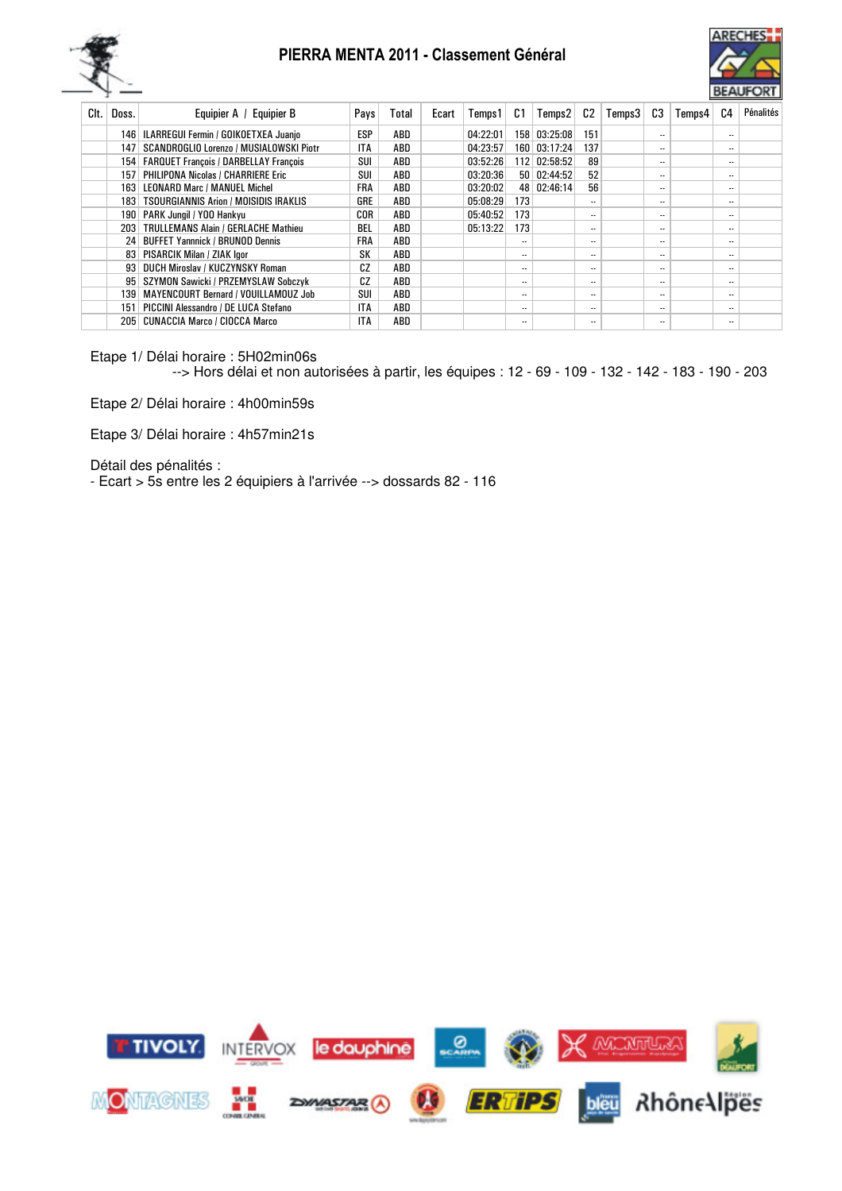# PIERRA MENTA 2011 - Classement Général

| Clt. | Doss. | Equipier A / Equipier B | Pays | Total | Ecart | Temps1 | C1 | Temps2 | C2 | Temps3 | C3 | Temps4 | C4 | Pénalités |
|---|---|---|---|---|---|---|---|---|---|---|---|---|---|---|
| | 146 | ILARREGUI Fermin / GOIKOETXEA Juanjo | ESP | ABD | | 04:22:01 | 158 | 03:25:08 | 151 | | -- | | -- | |
| | 147 | SCANDROGLIO Lorenzo / MUSIALOWSKI Piotr | ITA | ABD | | 04:23:57 | 160 | 03:17:24 | 137 | | -- | | -- | |
| | 154 | FARQUET François / DARBELLAY François | SUI | ABD | | 03:52:26 | 112 | 02:58:52 | 89 | | -- | | -- | |
| | 157 | PHILIPONA Nicolas / CHARRIERE Eric | SUI | ABD | | 03:20:36 | 50 | 02:44:52 | 52 | | -- | | -- | |
| | 163 | LEONARD Marc / MANUEL Michel | FRA | ABD | | 03:20:02 | 48 | 02:46:14 | 56 | | -- | | -- | |
| | 183 | TSOURGIANNIS Arion / MOISIDIS IRAKLIS | GRE | ABD | | 05:08:29 | 173 | | -- | | -- | | -- | |
| | 190 | PARK Jungil / YOO Hankyu | COR | ABD | | 05:40:52 | 173 | | -- | | -- | | -- | |
| | 203 | TRULLEMANS Alain / GERLACHE Mathieu | BEL | ABD | | 05:13:22 | 173 | | -- | | -- | | -- | |
| | 24 | BUFFET Yannnick / BRUNOD Dennis | FRA | ABD | | | -- | | -- | | -- | | -- | |
| | 83 | PISARCIK Milan / ZIAK Igor | SK | ABD | | | -- | | -- | | -- | | -- | |
| | 93 | DUCH Miroslav / KUCZYNSKY Roman | CZ | ABD | | | -- | | -- | | -- | | -- | |
| | 95 | SZYMON Sawicki / PRZEMYSLAW Sobczyk | CZ | ABD | | | -- | | -- | | -- | | -- | |
| | 139 | MAYENCOURT Bernard / VOUILLAMOUZ Job | SUI | ABD | | | -- | | -- | | -- | | -- | |
| | 151 | PICCINI Alessandro / DE LUCA Stefano | ITA | ABD | | | -- | | -- | | -- | | -- | |
| | 205 | CUNACCIA Marco / CIOCCA Marco | ITA | ABD | | | -- | | -- | | -- | | -- | |

Etape 1/ Délai horaire : 5H02min06s
--> Hors délai et non autorisées à partir, les équipes : 12 - 69 - 109 - 132 - 142 - 183 - 190 - 203

Etape 2/ Délai horaire : 4h00min59s

Etape 3/ Délai horaire : 4h57min21s

Détail des pénalités :
- Ecart > 5s entre les 2 équipiers à l'arrivée --> dossards 82 - 116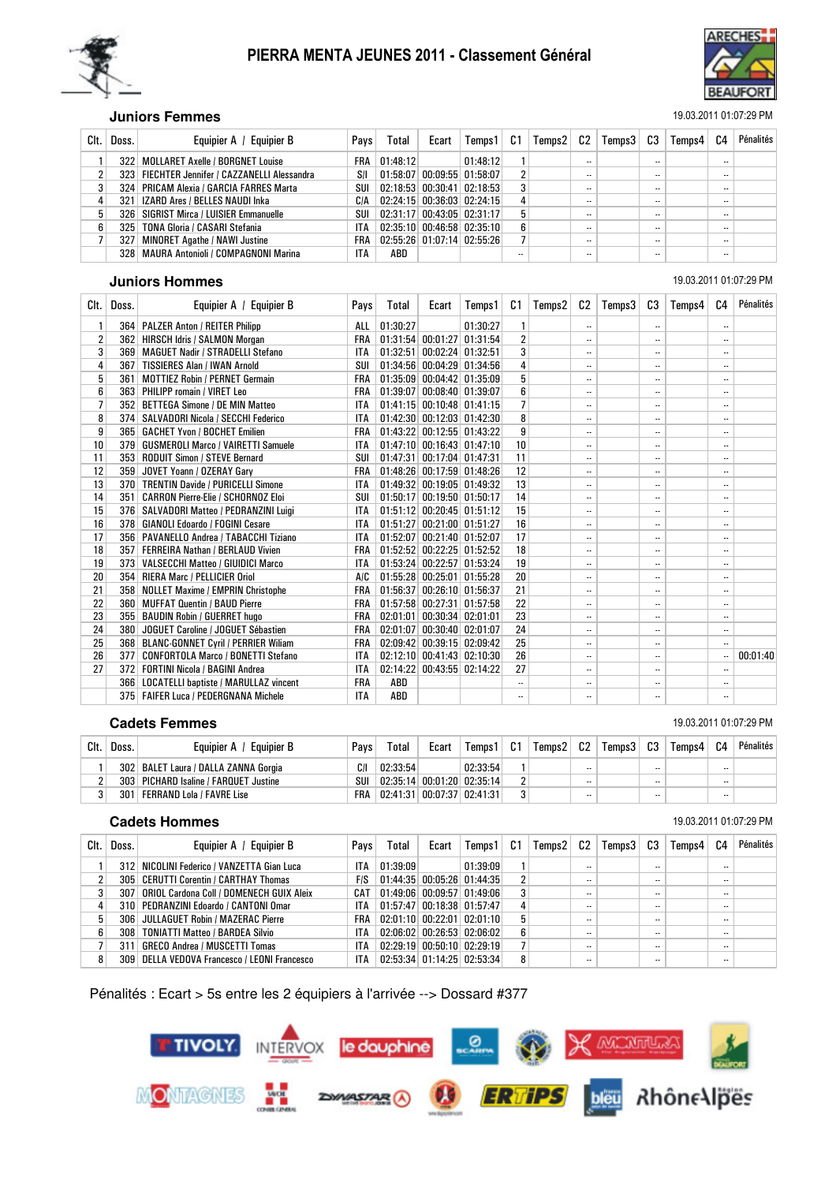# PIERRA MENTA JEUNES 2011 - Classement Général

## Juniors Femmes

19.03.2011 01:07:29 PM

| Clt. | Doss. | Equipier A / Equipier B | Pays | Total | Ecart | Temps1 | C1 | Temps2 | C2 | Temps3 | C3 | Temps4 | C4 | Pénalités |
|---|---|---|---|---|---|---|---|---|---|---|---|---|---|---|
| 1 | 322 | MOLLARET Axelle / BORGNET Louise | FRA | 01:48:12 | | 01:48:12 | 1 | | -- | | -- | | -- | |
| 2 | 323 | FIECHTER Jennifer / CAZZANELLI Alessandra | S/I | 01:58:07 | 00:09:55 | 01:58:07 | 2 | | -- | | -- | | -- | |
| 3 | 324 | PRICAM Alexia / GARCIA FARRES Marta | SUI | 02:18:53 | 00:30:41 | 02:18:53 | 3 | | -- | | -- | | -- | |
| 4 | 321 | IZARD Ares / BELLES NAUDI Inka | C/A | 02:24:15 | 00:36:03 | 02:24:15 | 4 | | -- | | -- | | -- | |
| 5 | 326 | SIGRIST Mirca / LUISIER Emmanuelle | SUI | 02:31:17 | 00:43:05 | 02:31:17 | 5 | | -- | | -- | | -- | |
| 6 | 325 | TONA Gloria / CASARI Stefania | ITA | 02:35:10 | 00:46:58 | 02:35:10 | 6 | | -- | | -- | | -- | |
| 7 | 327 | MINORET Agathe / NAWI Justine | FRA | 02:55:26 | 01:07:14 | 02:55:26 | 7 | | -- | | -- | | -- | |
| | 328 | MAURA Antonioli / COMPAGNONI Marina | ITA | ABD | | | -- | | -- | | -- | | -- | |

## Juniors Hommes

19.03.2011 01:07:29 PM

| Clt. | Doss. | Equipier A / Equipier B | Pays | Total | Ecart | Temps1 | C1 | Temps2 | C2 | Temps3 | C3 | Temps4 | C4 | Pénalités |
|---|---|---|---|---|---|---|---|---|---|---|---|---|---|---|
| 1 | 364 | PALZER Anton / REITER Philipp | ALL | 01:30:27 | | 01:30:27 | 1 | | -- | | -- | | -- | |
| 2 | 362 | HIRSCH Idris / SALMON Morgan | FRA | 01:31:54 | 00:01:27 | 01:31:54 | 2 | | -- | | -- | | -- | |
| 3 | 369 | MAGUET Nadir / STRADELLI Stefano | ITA | 01:32:51 | 00:02:24 | 01:32:51 | 3 | | -- | | -- | | -- | |
| 4 | 367 | TISSIERES Alan / IWAN Arnold | SUI | 01:34:56 | 00:04:29 | 01:34:56 | 4 | | -- | | -- | | -- | |
| 5 | 361 | MOTTIEZ Robin / PERNET Germain | FRA | 01:35:09 | 00:04:42 | 01:35:09 | 5 | | -- | | -- | | -- | |
| 6 | 363 | PHILIPP romain / VIRET Leo | FRA | 01:39:07 | 00:08:40 | 01:39:07 | 6 | | -- | | -- | | -- | |
| 7 | 352 | BETTEGA Simone / DE MIN Matteo | ITA | 01:41:15 | 00:10:48 | 01:41:15 | 7 | | -- | | -- | | -- | |
| 8 | 374 | SALVADORI Nicola / SECCHI Federico | ITA | 01:42:30 | 00:12:03 | 01:42:30 | 8 | | -- | | -- | | -- | |
| 9 | 365 | GACHET Yvon / BOCHET Emilien | FRA | 01:43:22 | 00:12:55 | 01:43:22 | 9 | | -- | | -- | | -- | |
| 10 | 379 | GUSMEROLI Marco / VAIRETTI Samuele | ITA | 01:47:10 | 00:16:43 | 01:47:10 | 10 | | -- | | -- | | -- | |
| 11 | 353 | RODUIT Simon / STEVE Bernard | SUI | 01:47:31 | 00:17:04 | 01:47:31 | 11 | | -- | | -- | | -- | |
| 12 | 359 | JOVET Yoann / OZERAY Gary | FRA | 01:48:26 | 00:17:59 | 01:48:26 | 12 | | -- | | -- | | -- | |
| 13 | 370 | TRENTIN Davide / PURICELLI Simone | ITA | 01:49:32 | 00:19:05 | 01:49:32 | 13 | | -- | | -- | | -- | |
| 14 | 351 | CARRON Pierre-Elie / SCHORNOZ Eloi | SUI | 01:50:17 | 00:19:50 | 01:50:17 | 14 | | -- | | -- | | -- | |
| 15 | 376 | SALVADORI Matteo / PEDRANZINI Luigi | ITA | 01:51:12 | 00:20:45 | 01:51:12 | 15 | | -- | | -- | | -- | |
| 16 | 378 | GIANOLI Edoardo / FOGINI Cesare | ITA | 01:51:27 | 00:21:00 | 01:51:27 | 16 | | -- | | -- | | -- | |
| 17 | 356 | PAVANELLO Andrea / TABACCHI Tiziano | ITA | 01:52:07 | 00:21:40 | 01:52:07 | 17 | | -- | | -- | | -- | |
| 18 | 357 | FERREIRA Nathan / BERLAUD Vivien | FRA | 01:52:52 | 00:22:25 | 01:52:52 | 18 | | -- | | -- | | -- | |
| 19 | 373 | VALSECCHI Matteo / GIUIDICI Marco | ITA | 01:53:24 | 00:22:57 | 01:53:24 | 19 | | -- | | -- | | -- | |
| 20 | 354 | RIERA Marc / PELLICIER Oriol | A/C | 01:55:28 | 00:25:01 | 01:55:28 | 20 | | -- | | -- | | -- | |
| 21 | 358 | NOLLET Maxime / EMPRIN Christophe | FRA | 01:56:37 | 00:26:10 | 01:56:37 | 21 | | -- | | -- | | -- | |
| 22 | 360 | MUFFAT Quentin / BAUD Pierre | FRA | 01:57:58 | 00:27:31 | 01:57:58 | 22 | | -- | | -- | | -- | |
| 23 | 355 | BAUDIN Robin / GUERRET hugo | FRA | 02:01:01 | 00:30:34 | 02:01:01 | 23 | | -- | | -- | | -- | |
| 24 | 380 | JOGUET Caroline / JOGUET Sébastien | FRA | 02:01:07 | 00:30:40 | 02:01:07 | 24 | | -- | | -- | | -- | |
| 25 | 368 | BLANC-GONNET Cyril / PERRIER Wiliam | FRA | 02:09:42 | 00:39:15 | 02:09:42 | 25 | | -- | | -- | | -- | |
| 26 | 377 | CONFORTOLA Marco / BONETTI Stefano | ITA | 02:12:10 | 00:41:43 | 02:10:30 | 26 | | -- | | -- | | -- | 00:01:40 |
| 27 | 372 | FORTINI Nicola / BAGINI Andrea | ITA | 02:14:22 | 00:43:55 | 02:14:22 | 27 | | -- | | -- | | -- | |
| | 366 | LOCATELLI baptiste / MARULLAZ vincent | FRA | ABD | | | -- | | -- | | -- | | -- | |
| | 375 | FAIFER Luca / PEDERGNANA Michele | ITA | ABD | | | -- | | -- | | -- | | -- | |

## Cadets Femmes

19.03.2011 01:07:29 PM

| Clt. | Doss. | Equipier A / Equipier B | Pays | Total | Ecart | Temps1 | C1 | Temps2 | C2 | Temps3 | C3 | Temps4 | C4 | Pénalités |
|---|---|---|---|---|---|---|---|---|---|---|---|---|---|---|
| 1 | 302 | BALET Laura / DALLA ZANNA Gorgia | C/I | 02:33:54 | | 02:33:54 | 1 | | -- | | -- | | -- | |
| 2 | 303 | PICHARD Isaline / FARQUET Justine | SUI | 02:35:14 | 00:01:20 | 02:35:14 | 2 | | -- | | -- | | -- | |
| 3 | 301 | FERRAND Lola / FAVRE Lise | FRA | 02:41:31 | 00:07:37 | 02:41:31 | 3 | | -- | | -- | | -- | |

## Cadets Hommes

19.03.2011 01:07:29 PM

| Clt. | Doss. | Equipier A / Equipier B | Pays | Total | Ecart | Temps1 | C1 | Temps2 | C2 | Temps3 | C3 | Temps4 | C4 | Pénalités |
|---|---|---|---|---|---|---|---|---|---|---|---|---|---|---|
| 1 | 312 | NICOLINI Federico / VANZETTA Gian Luca | ITA | 01:39:09 | | 01:39:09 | 1 | | -- | | -- | | -- | |
| 2 | 305 | CERUTTI Corentin / CARTHAY Thomas | F/S | 01:44:35 | 00:05:26 | 01:44:35 | 2 | | -- | | -- | | -- | |
| 3 | 307 | ORIOL Cardona Coll / DOMENECH GUIX Aleix | CAT | 01:49:06 | 00:09:57 | 01:49:06 | 3 | | -- | | -- | | -- | |
| 4 | 310 | PEDRANZINI Edoardo / CANTONI Omar | ITA | 01:57:47 | 00:18:38 | 01:57:47 | 4 | | -- | | -- | | -- | |
| 5 | 306 | JULLAGUET Robin / MAZERAC Pierre | FRA | 02:01:10 | 00:22:01 | 02:01:10 | 5 | | -- | | -- | | -- | |
| 6 | 308 | TONIATTI Matteo / BARDEA Silvio | ITA | 02:06:02 | 00:26:53 | 02:06:02 | 6 | | -- | | -- | | -- | |
| 7 | 311 | GRECO Andrea / MUSCETTI Tomas | ITA | 02:29:19 | 00:50:10 | 02:29:19 | 7 | | -- | | -- | | -- | |
| 8 | 309 | DELLA VEDOVA Francesco / LEONI Francesco | ITA | 02:53:34 | 01:14:25 | 02:53:34 | 8 | | -- | | -- | | -- | |

Pénalités : Ecart > 5s entre les 2 équipiers à l'arrivée --> Dossard #377